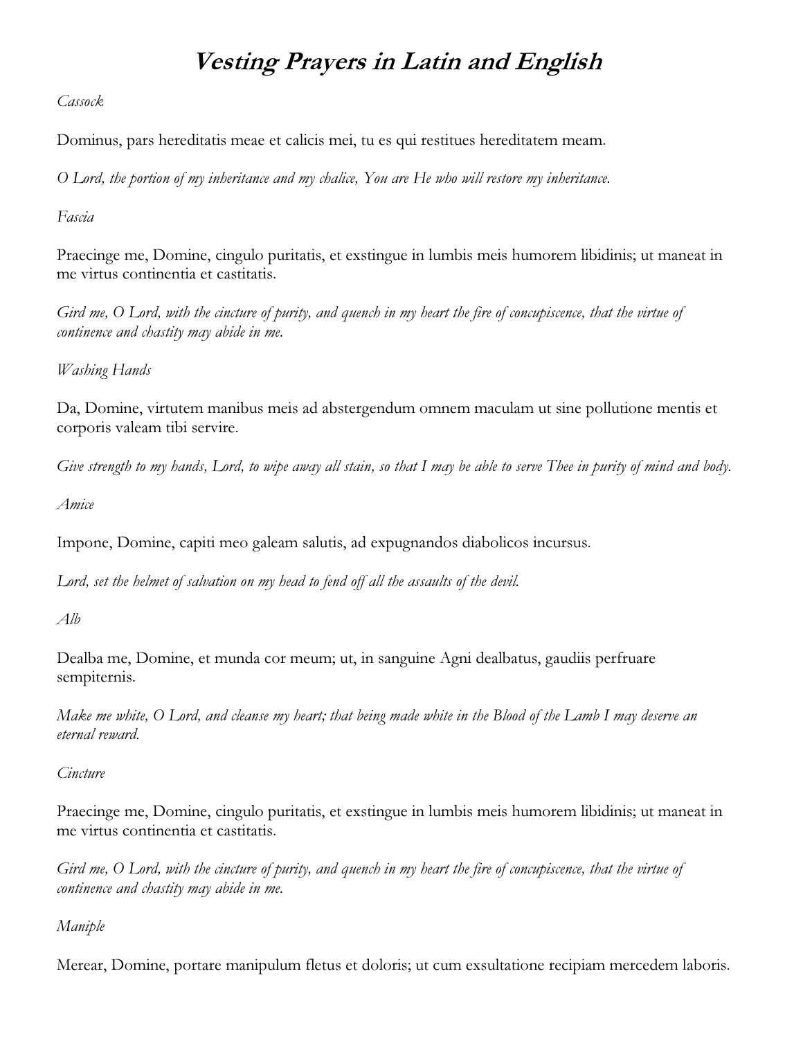# ***Vesting Prayers in Latin and English***

*Cassock*

Dominus, pars hereditatis meae et calicis mei, tu es qui restitues hereditatem meam.

*O Lord, the portion of my inheritance and my chalice, You are He who will restore my inheritance.*

*Fascia*

Praecinge me, Domine, cingulo puritatis, et exstingue in lumbis meis humorem libidinis; ut maneat in me virtus continentia et castitatis.

*Gird me, O Lord, with the cincture of purity, and quench in my heart the fire of concupiscence, that the virtue of continence and chastity may abide in me.*

*Washing Hands*

Da, Domine, virtutem manibus meis ad abstergendum omnem maculam ut sine pollutione mentis et corporis valeam tibi servire.

*Give strength to my hands, Lord, to wipe away all stain, so that I may be able to serve Thee in purity of mind and body.*

*Amice*

Impone, Domine, capiti meo galeam salutis, ad expugnandos diabolicos incursus.

*Lord, set the helmet of salvation on my head to fend off all the assaults of the devil.*

*Alb*

Dealba me, Domine, et munda cor meum; ut, in sanguine Agni dealbatus, gaudiis perfruare sempiternis.

*Make me white, O Lord, and cleanse my heart; that being made white in the Blood of the Lamb I may deserve an eternal reward.*

*Cincture*

Praecinge me, Domine, cingulo puritatis, et exstingue in lumbis meis humorem libidinis; ut maneat in me virtus continentia et castitatis.

*Gird me, O Lord, with the cincture of purity, and quench in my heart the fire of concupiscence, that the virtue of continence and chastity may abide in me.*

*Maniple*

Merear, Domine, portare manipulum fletus et doloris; ut cum exsultatione recipiam mercedem laboris.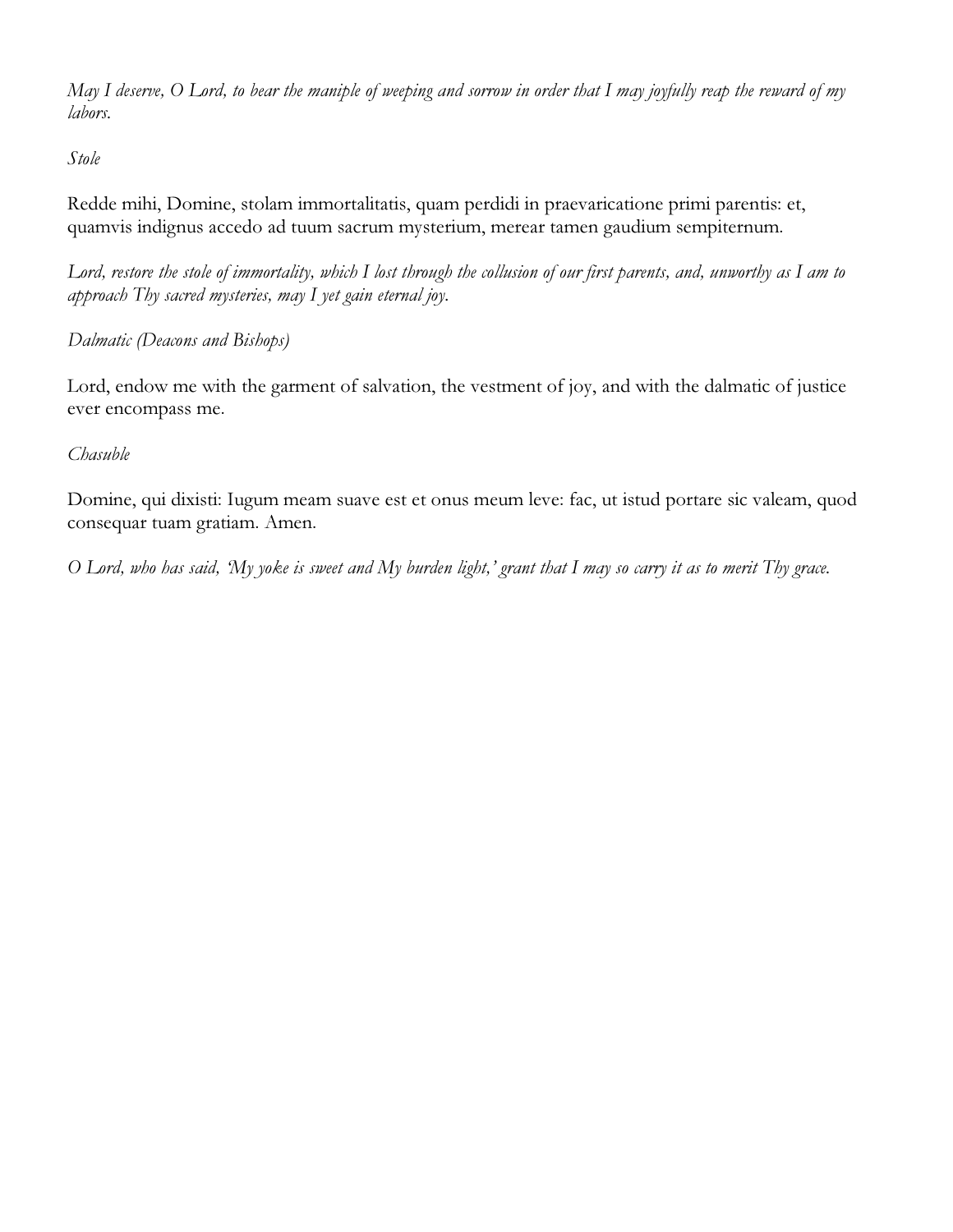*May I deserve, O Lord, to bear the maniple of weeping and sorrow in order that I may joyfully reap the reward of my labors.*

*Stole*

Redde mihi, Domine, stolam immortalitatis, quam perdidi in praevaricatione primi parentis: et, quamvis indignus accedo ad tuum sacrum mysterium, merear tamen gaudium sempiternum.

*Lord, restore the stole of immortality, which I lost through the collusion of our first parents, and, unworthy as I am to approach Thy sacred mysteries, may I yet gain eternal joy.*

*Dalmatic (Deacons and Bishops)*

Lord, endow me with the garment of salvation, the vestment of joy, and with the dalmatic of justice ever encompass me.

*Chasuble*

Domine, qui dixisti: Iugum meam suave est et onus meum leve: fac, ut istud portare sic valeam, quod consequar tuam gratiam. Amen.

*O Lord, who has said, 'My yoke is sweet and My burden light,' grant that I may so carry it as to merit Thy grace.*